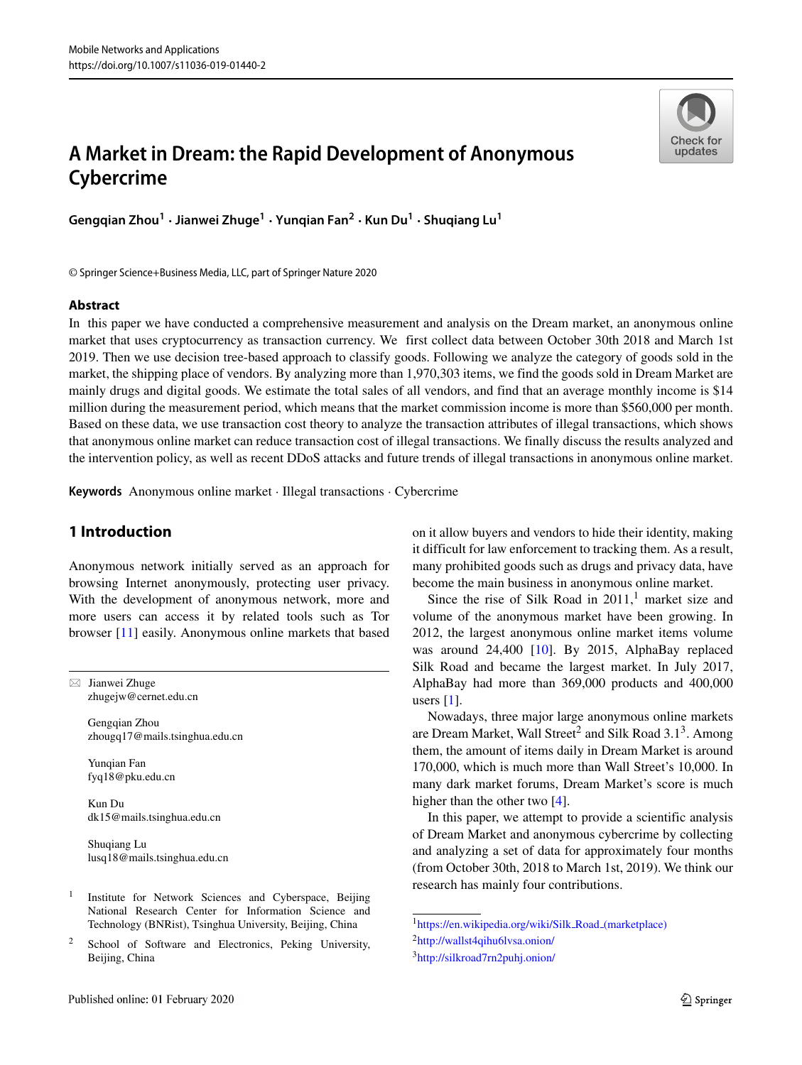# A Market in Dream: the Rapid Development of Anonymous Cybercrime

**Gengqian Zhou[1] · Jianwei Zhuge[1] · Yunqian Fan[2] · Kun Du[1] · Shuqiang Lu[1]**

© Springer Science+Business Media, LLC, part of Springer Nature 2020

## Abstract

In this paper we have conducted a comprehensive measurement and analysis on the Dream market, an anonymous online market that uses cryptocurrency as transaction currency. We first collect data between October 30th 2018 and March 1st 2019. Then we use decision tree-based approach to classify goods. Following we analyze the category of goods sold in the market, the shipping place of vendors. By analyzing more than 1,970,303 items, we find the goods sold in Dream Market are mainly drugs and digital goods. We estimate the total sales of all vendors, and find that an average monthly income is $14 million during the measurement period, which means that the market commission income is more than $560,000 per month. Based on these data, we use transaction cost theory to analyze the transaction attributes of illegal transactions, which shows that anonymous online market can reduce transaction cost of illegal transactions. We finally discuss the results analyzed and the intervention policy, as well as recent DDoS attacks and future trends of illegal transactions in anonymous online market.

**Keywords** Anonymous online market · Illegal transactions · Cybercrime

## 1 Introduction

Anonymous network initially served as an approach for browsing Internet anonymously, protecting user privacy. With the development of anonymous network, more and more users can access it by related tools such as Tor browser [11] easily. Anonymous online markets that based on it allow buyers and vendors to hide their identity, making it difficult for law enforcement to tracking them. As a result, many prohibited goods such as drugs and privacy data, have become the main business in anonymous online market.

Since the rise of Silk Road in 2011,[1] market size and volume of the anonymous market have been growing. In 2012, the largest anonymous online market items volume was around 24,400 [10]. By 2015, AlphaBay replaced Silk Road and became the largest market. In July 2017, AlphaBay had more than 369,000 products and 400,000 users [1].

Nowadays, three major large anonymous online markets are Dream Market, Wall Street[2] and Silk Road 3.1[3]. Among them, the amount of items daily in Dream Market is around 170,000, which is much more than Wall Street's 10,000. In many dark market forums, Dream Market's score is much higher than the other two [4].

In this paper, we attempt to provide a scientific analysis of Dream Market and anonymous cybercrime by collecting and analyzing a set of data for approximately four months (from October 30th, 2018 to March 1st, 2019). We think our research has mainly four contributions.

---

✉ Jianwei Zhuge
zhugejw@cernet.edu.cn

Gengqian Zhou
zhougq17@mails.tsinghua.edu.cn

Yunqian Fan
fyq18@pku.edu.cn

Kun Du
dk15@mails.tsinghua.edu.cn

Shuqiang Lu
lusq18@mails.tsinghua.edu.cn

[1] Institute for Network Sciences and Cyberspace, Beijing National Research Center for Information Science and Technology (BNRist), Tsinghua University, Beijing, China

[2] School of Software and Electronics, Peking University, Beijing, China

---

[1] https://en.wikipedia.org/wiki/Silk_Road_(marketplace)

[2] http://wallst4qihu6lvsa.onion/

[3] http://silkroad7rn2puhj.onion/

Published online: 01 February 2020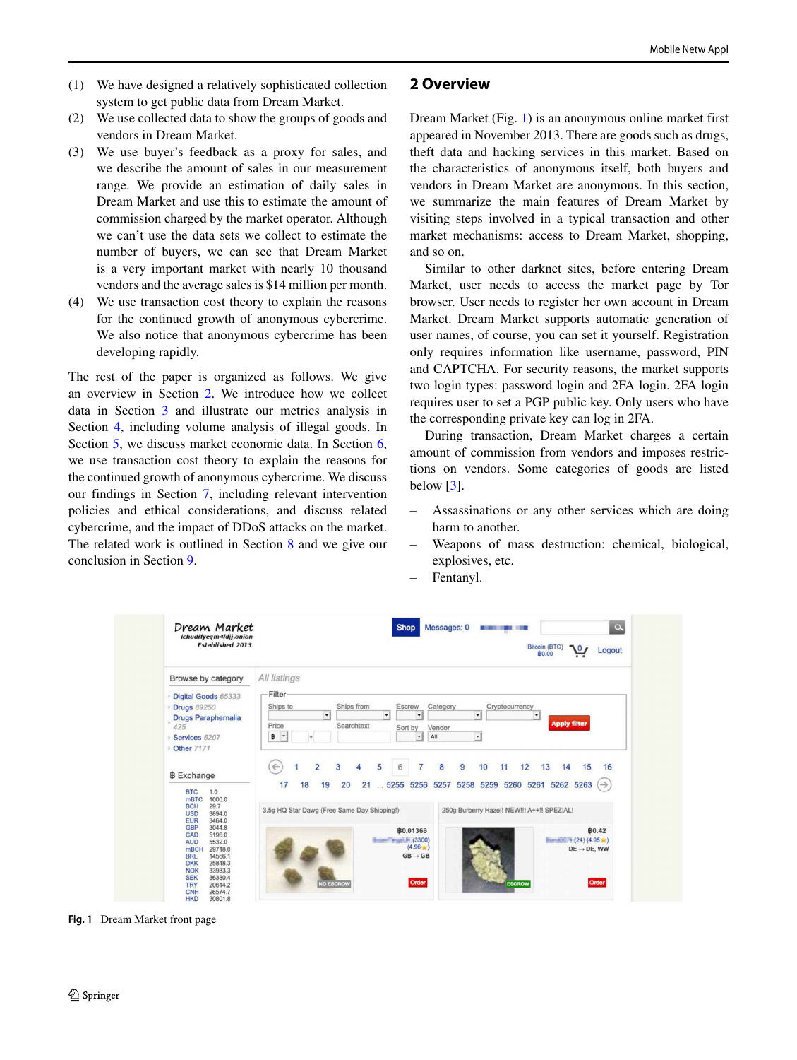(1) We have designed a relatively sophisticated collection system to get public data from Dream Market.
(2) We use collected data to show the groups of goods and vendors in Dream Market.
(3) We use buyer's feedback as a proxy for sales, and we describe the amount of sales in our measurement range. We provide an estimation of daily sales in Dream Market and use this to estimate the amount of commission charged by the market operator. Although we can't use the data sets we collect to estimate the number of buyers, we can see that Dream Market is a very important market with nearly 10 thousand vendors and the average sales is $14 million per month.
(4) We use transaction cost theory to explain the reasons for the continued growth of anonymous cybercrime. We also notice that anonymous cybercrime has been developing rapidly.

The rest of the paper is organized as follows. We give an overview in Section 2. We introduce how we collect data in Section 3 and illustrate our metrics analysis in Section 4, including volume analysis of illegal goods. In Section 5, we discuss market economic data. In Section 6, we use transaction cost theory to explain the reasons for the continued growth of anonymous cybercrime. We discuss our findings in Section 7, including relevant intervention policies and ethical considerations, and discuss related cybercrime, and the impact of DDoS attacks on the market. The related work is outlined in Section 8 and we give our conclusion in Section 9.

## 2 Overview

Dream Market (Fig. 1) is an anonymous online market first appeared in November 2013. There are goods such as drugs, theft data and hacking services in this market. Based on the characteristics of anonymous itself, both buyers and vendors in Dream Market are anonymous. In this section, we summarize the main features of Dream Market by visiting steps involved in a typical transaction and other market mechanisms: access to Dream Market, shopping, and so on.

Similar to other darknet sites, before entering Dream Market, user needs to access the market page by Tor browser. User needs to register her own account in Dream Market. Dream Market supports automatic generation of user names, of course, you can set it yourself. Registration only requires information like username, password, PIN and CAPTCHA. For security reasons, the market supports two login types: password login and 2FA login. 2FA login requires user to set a PGP public key. Only users who have the corresponding private key can log in 2FA.

During transaction, Dream Market charges a certain amount of commission from vendors and imposes restrictions on vendors. Some categories of goods are listed below [3].

– Assassinations or any other services which are doing harm to another.
– Weapons of mass destruction: chemical, biological, explosives, etc.
– Fentanyl.

**Fig. 1** Dream Market front page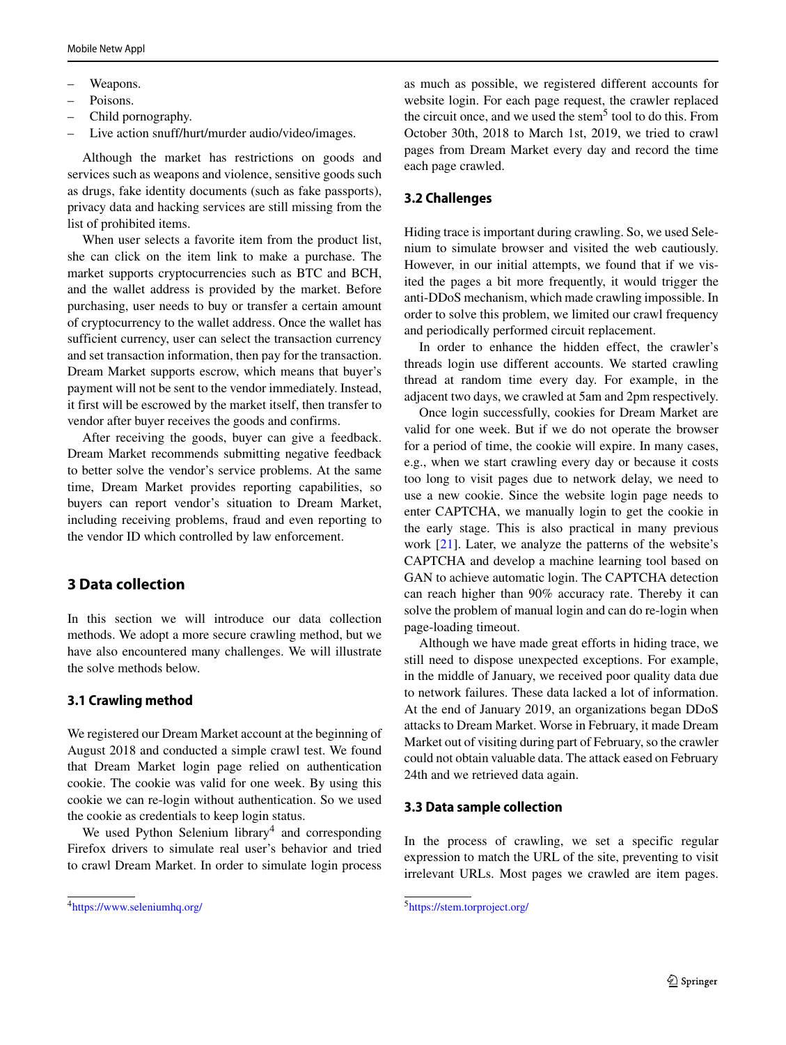- Weapons.
- Poisons.
- Child pornography.
- Live action snuff/hurt/murder audio/video/images.

Although the market has restrictions on goods and services such as weapons and violence, sensitive goods such as drugs, fake identity documents (such as fake passports), privacy data and hacking services are still missing from the list of prohibited items.

When user selects a favorite item from the product list, she can click on the item link to make a purchase. The market supports cryptocurrencies such as BTC and BCH, and the wallet address is provided by the market. Before purchasing, user needs to buy or transfer a certain amount of cryptocurrency to the wallet address. Once the wallet has sufficient currency, user can select the transaction currency and set transaction information, then pay for the transaction. Dream Market supports escrow, which means that buyer's payment will not be sent to the vendor immediately. Instead, it first will be escrowed by the market itself, then transfer to vendor after buyer receives the goods and confirms.

After receiving the goods, buyer can give a feedback. Dream Market recommends submitting negative feedback to better solve the vendor's service problems. At the same time, Dream Market provides reporting capabilities, so buyers can report vendor's situation to Dream Market, including receiving problems, fraud and even reporting to the vendor ID which controlled by law enforcement.

## 3 Data collection

In this section we will introduce our data collection methods. We adopt a more secure crawling method, but we have also encountered many challenges. We will illustrate the solve methods below.

### 3.1 Crawling method

We registered our Dream Market account at the beginning of August 2018 and conducted a simple crawl test. We found that Dream Market login page relied on authentication cookie. The cookie was valid for one week. By using this cookie we can re-login without authentication. So we used the cookie as credentials to keep login status.

We used Python Selenium library[4] and corresponding Firefox drivers to simulate real user's behavior and tried to crawl Dream Market. In order to simulate login process as much as possible, we registered different accounts for website login. For each page request, the crawler replaced the circuit once, and we used the stem[5] tool to do this. From October 30th, 2018 to March 1st, 2019, we tried to crawl pages from Dream Market every day and record the time each page crawled.

### 3.2 Challenges

Hiding trace is important during crawling. So, we used Selenium to simulate browser and visited the web cautiously. However, in our initial attempts, we found that if we visited the pages a bit more frequently, it would trigger the anti-DDoS mechanism, which made crawling impossible. In order to solve this problem, we limited our crawl frequency and periodically performed circuit replacement.

In order to enhance the hidden effect, the crawler's threads login use different accounts. We started crawling thread at random time every day. For example, in the adjacent two days, we crawled at 5am and 2pm respectively.

Once login successfully, cookies for Dream Market are valid for one week. But if we do not operate the browser for a period of time, the cookie will expire. In many cases, e.g., when we start crawling every day or because it costs too long to visit pages due to network delay, we need to use a new cookie. Since the website login page needs to enter CAPTCHA, we manually login to get the cookie in the early stage. This is also practical in many previous work [21]. Later, we analyze the patterns of the website's CAPTCHA and develop a machine learning tool based on GAN to achieve automatic login. The CAPTCHA detection can reach higher than 90% accuracy rate. Thereby it can solve the problem of manual login and can do re-login when page-loading timeout.

Although we have made great efforts in hiding trace, we still need to dispose unexpected exceptions. For example, in the middle of January, we received poor quality data due to network failures. These data lacked a lot of information. At the end of January 2019, an organizations began DDoS attacks to Dream Market. Worse in February, it made Dream Market out of visiting during part of February, so the crawler could not obtain valuable data. The attack eased on February 24th and we retrieved data again.

### 3.3 Data sample collection

In the process of crawling, we set a specific regular expression to match the URL of the site, preventing to visit irrelevant URLs. Most pages we crawled are item pages.

[4] https://www.seleniumhq.org/

[5] https://stem.torproject.org/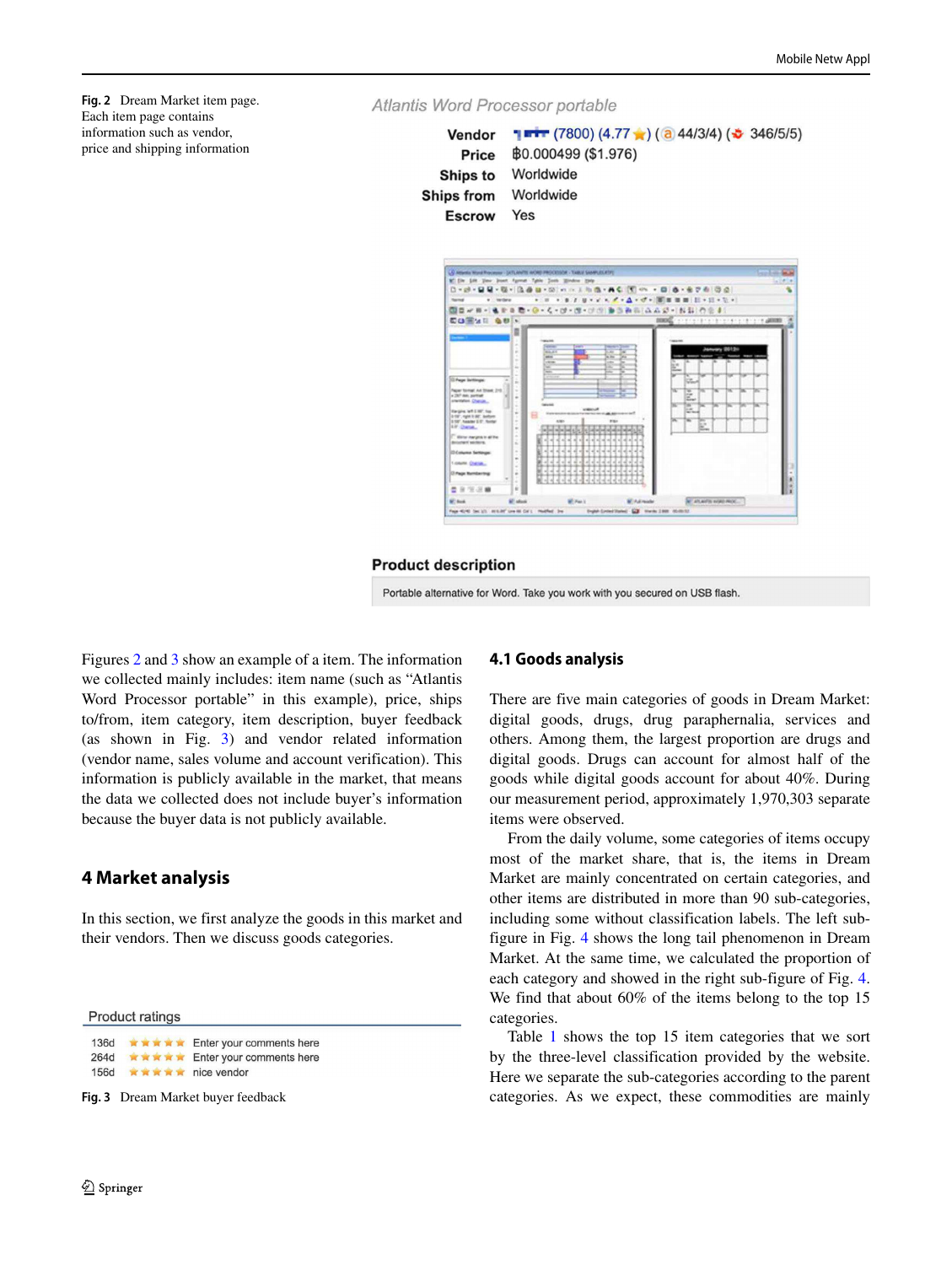Fig. 2 Dream Market item page. Each item page contains information such as vendor, price and shipping information

Atlantis Word Processor portable

| | |
|---|---|
| Vendor | (7800) (4.77 ★) (44/3/4) (346/5/5) |
| Price | ฿0.000499 ($1.976) |
| Ships to | Worldwide |
| Ships from | Worldwide |
| Escrow | Yes |

**Product description**

Portable alternative for Word. Take you work with you secured on USB flash.

Product ratings

| | | |
|---|---|---|
| 136d | ★★★★★ | Enter your comments here |
| 264d | ★★★★★ | Enter your comments here |
| 156d | ★★★★★ | nice vendor |

Fig. 3 Dream Market buyer feedback

Figures 2 and 3 show an example of a item. The information we collected mainly includes: item name (such as "Atlantis Word Processor portable" in this example), price, ships to/from, item category, item description, buyer feedback (as shown in Fig. 3) and vendor related information (vendor name, sales volume and account verification). This information is publicly available in the market, that means the data we collected does not include buyer's information because the buyer data is not publicly available.

## 4 Market analysis

In this section, we first analyze the goods in this market and their vendors. Then we discuss goods categories.

### 4.1 Goods analysis

There are five main categories of goods in Dream Market: digital goods, drugs, drug paraphernalia, services and others. Among them, the largest proportion are drugs and digital goods. Drugs can account for almost half of the goods while digital goods account for about 40%. During our measurement period, approximately 1,970,303 separate items were observed.

From the daily volume, some categories of items occupy most of the market share, that is, the items in Dream Market are mainly concentrated on certain categories, and other items are distributed in more than 90 sub-categories, including some without classification labels. The left sub-figure in Fig. 4 shows the long tail phenomenon in Dream Market. At the same time, we calculated the proportion of each category and showed in the right sub-figure of Fig. 4. We find that about 60% of the items belong to the top 15 categories.

Table 1 shows the top 15 item categories that we sort by the three-level classification provided by the website. Here we separate the sub-categories according to the parent categories. As we expect, these commodities are mainly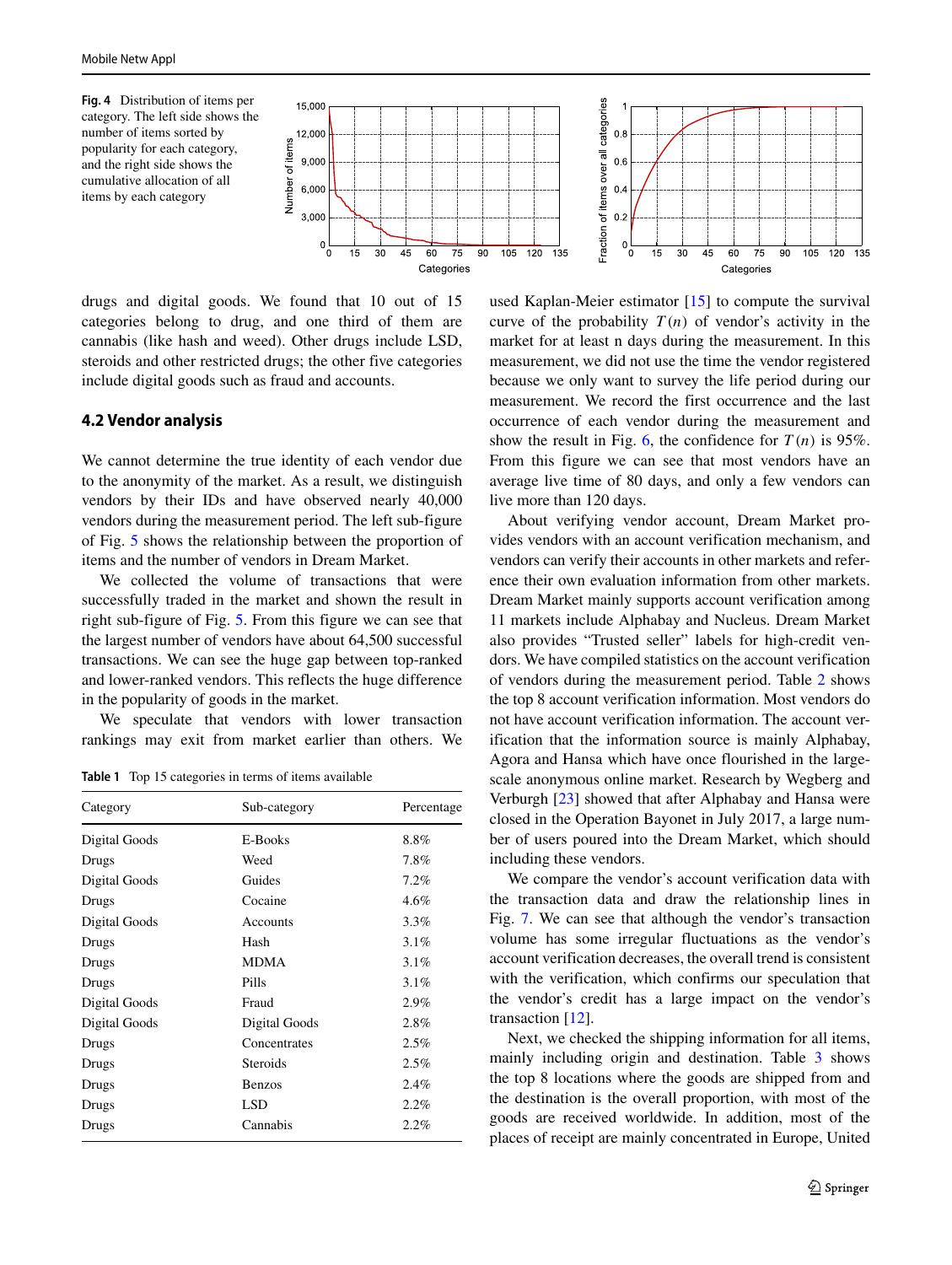**Fig. 4** Distribution of items per category. The left side shows the number of items sorted by popularity for each category, and the right side shows the cumulative allocation of all items by each category

drugs and digital goods. We found that 10 out of 15 categories belong to drug, and one third of them are cannabis (like hash and weed). Other drugs include LSD, steroids and other restricted drugs; the other five categories include digital goods such as fraud and accounts.

## 4.2 Vendor analysis

We cannot determine the true identity of each vendor due to the anonymity of the market. As a result, we distinguish vendors by their IDs and have observed nearly 40,000 vendors during the measurement period. The left sub-figure of Fig. 5 shows the relationship between the proportion of items and the number of vendors in Dream Market.

We collected the volume of transactions that were successfully traded in the market and shown the result in right sub-figure of Fig. 5. From this figure we can see that the largest number of vendors have about 64,500 successful transactions. We can see the huge gap between top-ranked and lower-ranked vendors. This reflects the huge difference in the popularity of goods in the market.

We speculate that vendors with lower transaction rankings may exit from market earlier than others. We used Kaplan-Meier estimator [15] to compute the survival curve of the probability $T(n)$ of vendor's activity in the market for at least n days during the measurement. In this measurement, we did not use the time the vendor registered because we only want to survey the life period during our measurement. We record the first occurrence and the last occurrence of each vendor during the measurement and show the result in Fig. 6, the confidence for $T(n)$ is 95%. From this figure we can see that most vendors have an average live time of 80 days, and only a few vendors can live more than 120 days.

**Table 1** Top 15 categories in terms of items available

| Category | Sub-category | Percentage |
|---|---|---|
| Digital Goods | E-Books | 8.8% |
| Drugs | Weed | 7.8% |
| Digital Goods | Guides | 7.2% |
| Drugs | Cocaine | 4.6% |
| Digital Goods | Accounts | 3.3% |
| Drugs | Hash | 3.1% |
| Drugs | MDMA | 3.1% |
| Drugs | Pills | 3.1% |
| Digital Goods | Fraud | 2.9% |
| Digital Goods | Digital Goods | 2.8% |
| Drugs | Concentrates | 2.5% |
| Drugs | Steroids | 2.5% |
| Drugs | Benzos | 2.4% |
| Drugs | LSD | 2.2% |
| Drugs | Cannabis | 2.2% |

About verifying vendor account, Dream Market provides vendors with an account verification mechanism, and vendors can verify their accounts in other markets and reference their own evaluation information from other markets. Dream Market mainly supports account verification among 11 markets include Alphabay and Nucleus. Dream Market also provides "Trusted seller" labels for high-credit vendors. We have compiled statistics on the account verification of vendors during the measurement period. Table 2 shows the top 8 account verification information. Most vendors do not have account verification information. The account verification information source is mainly Alphabay, Agora and Hansa which have once flourished in the large-scale anonymous online market. Research by Wegberg and Verburgh [23] showed that after Alphabay and Hansa were closed in the Operation Bayonet in July 2017, a large number of users poured into the Dream Market, which should including these vendors.

We compare the vendor's account verification data with the transaction data and draw the relationship lines in Fig. 7. We can see that although the vendor's transaction volume has some irregular fluctuations as the vendor's account verification decreases, the overall trend is consistent with the verification, which confirms our speculation that the vendor's credit has a large impact on the vendor's transaction [12].

Next, we checked the shipping information for all items, mainly including origin and destination. Table 3 shows the top 8 locations where the goods are shipped from and the destination is the overall proportion, with most of the goods are received worldwide. In addition, most of the places of receipt are mainly concentrated in Europe, United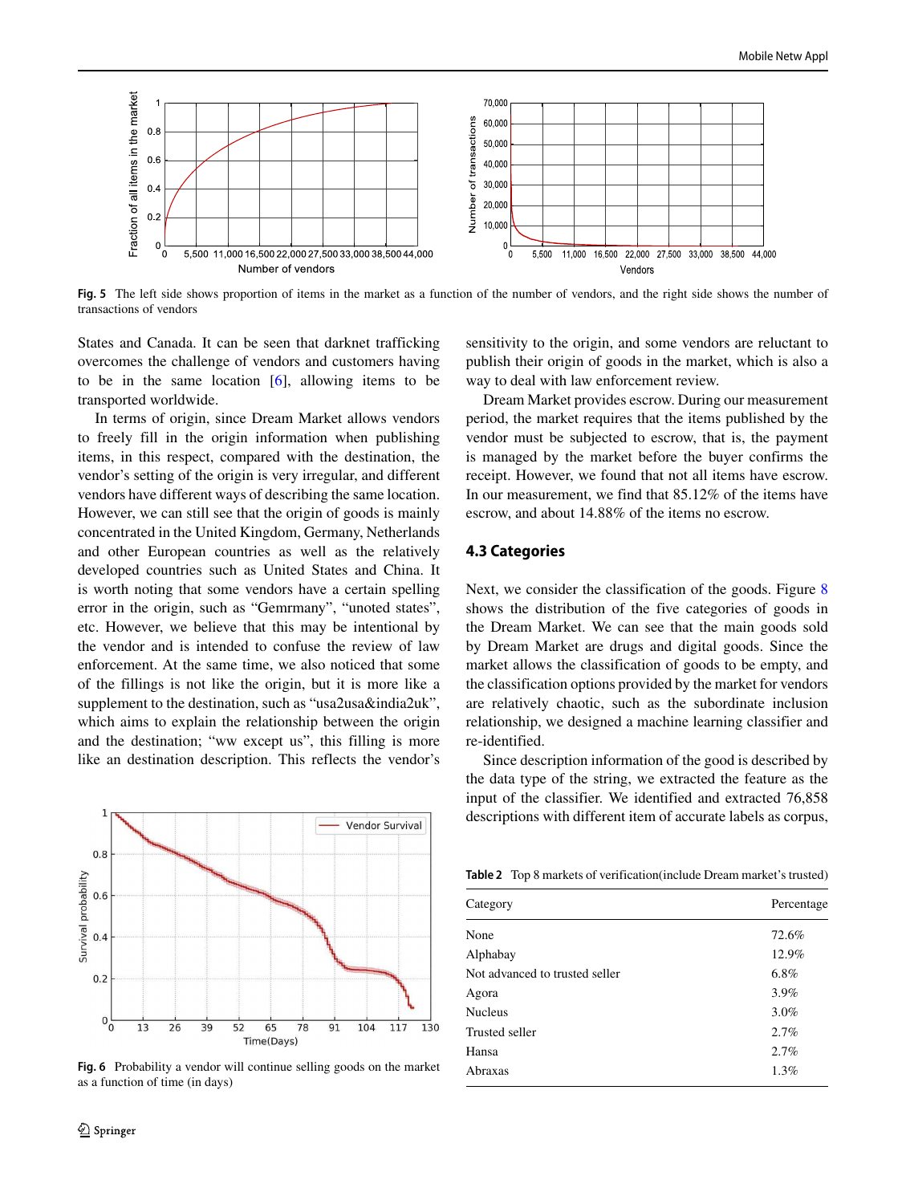Fig. 5 The left side shows proportion of items in the market as a function of the number of vendors, and the right side shows the number of transactions of vendors

States and Canada. It can be seen that darknet trafficking overcomes the challenge of vendors and customers having to be in the same location [6], allowing items to be transported worldwide.

In terms of origin, since Dream Market allows vendors to freely fill in the origin information when publishing items, in this respect, compared with the destination, the vendor's setting of the origin is very irregular, and different vendors have different ways of describing the same location. However, we can still see that the origin of goods is mainly concentrated in the United Kingdom, Germany, Netherlands and other European countries as well as the relatively developed countries such as United States and China. It is worth noting that some vendors have a certain spelling error in the origin, such as "Gemrmany", "unoted states", etc. However, we believe that this may be intentional by the vendor and is intended to confuse the review of law enforcement. At the same time, we also noticed that some of the fillings is not like the origin, but it is more like a supplement to the destination, such as "usa2usa&india2uk", which aims to explain the relationship between the origin and the destination; "ww except us", this filling is more like an destination description. This reflects the vendor's sensitivity to the origin, and some vendors are reluctant to publish their origin of goods in the market, which is also a way to deal with law enforcement review.

Dream Market provides escrow. During our measurement period, the market requires that the items published by the vendor must be subjected to escrow, that is, the payment is managed by the market before the buyer confirms the receipt. However, we found that not all items have escrow. In our measurement, we find that 85.12% of the items have escrow, and about 14.88% of the items no escrow.

Fig. 6 Probability a vendor will continue selling goods on the market as a function of time (in days)

### 4.3 Categories

Next, we consider the classification of the goods. Figure 8 shows the distribution of the five categories of goods in the Dream Market. We can see that the main goods sold by Dream Market are drugs and digital goods. Since the market allows the classification of goods to be empty, and the classification options provided by the market for vendors are relatively chaotic, such as the subordinate inclusion relationship, we designed a machine learning classifier and re-identified.

Since description information of the good is described by the data type of the string, we extracted the feature as the input of the classifier. We identified and extracted 76,858 descriptions with different item of accurate labels as corpus,

Table 2 Top 8 markets of verification(include Dream market's trusted)

| Category | Percentage |
|---|---|
| None | 72.6% |
| Alphabay | 12.9% |
| Not advanced to trusted seller | 6.8% |
| Agora | 3.9% |
| Nucleus | 3.0% |
| Trusted seller | 2.7% |
| Hansa | 2.7% |
| Abraxas | 1.3% |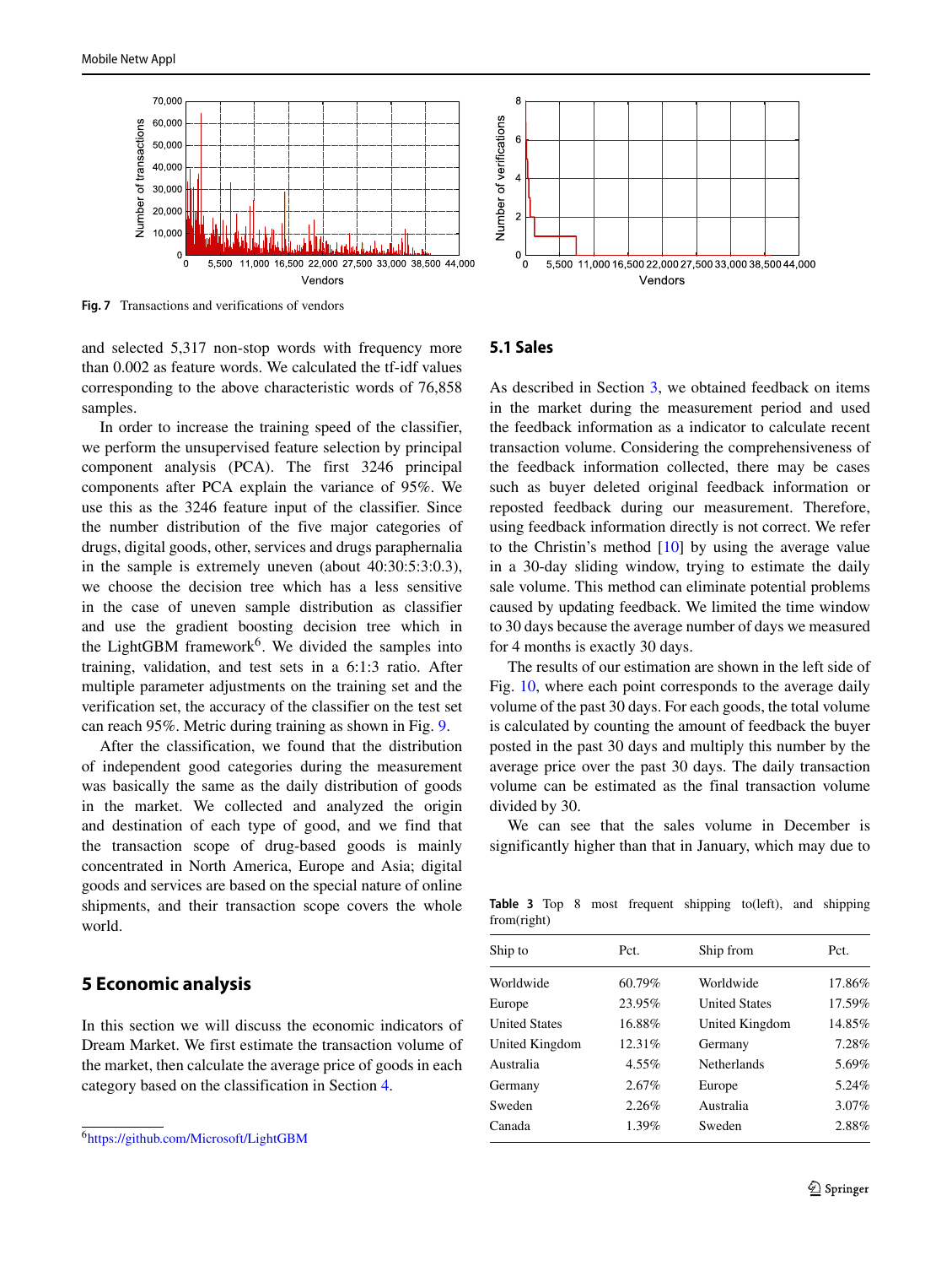Fig. 7 Transactions and verifications of vendors

and selected 5,317 non-stop words with frequency more than 0.002 as feature words. We calculated the tf-idf values corresponding to the above characteristic words of 76,858 samples.

In order to increase the training speed of the classifier, we perform the unsupervised feature selection by principal component analysis (PCA). The first 3246 principal components after PCA explain the variance of 95%. We use this as the 3246 feature input of the classifier. Since the number distribution of the five major categories of drugs, digital goods, other, services and drugs paraphernalia in the sample is extremely uneven (about 40:30:5:3:0.3), we choose the decision tree which has a less sensitive in the case of uneven sample distribution as classifier and use the gradient boosting decision tree which in the LightGBM framework[6]. We divided the samples into training, validation, and test sets in a 6:1:3 ratio. After multiple parameter adjustments on the training set and the verification set, the accuracy of the classifier on the test set can reach 95%. Metric during training as shown in Fig. 9.

After the classification, we found that the distribution of independent good categories during the measurement was basically the same as the daily distribution of goods in the market. We collected and analyzed the origin and destination of each type of good, and we find that the transaction scope of drug-based goods is mainly concentrated in North America, Europe and Asia; digital goods and services are based on the special nature of online shipments, and their transaction scope covers the whole world.

## 5 Economic analysis

In this section we will discuss the economic indicators of Dream Market. We first estimate the transaction volume of the market, then calculate the average price of goods in each category based on the classification in Section 4.

[6] https://github.com/Microsoft/LightGBM

### 5.1 Sales

As described in Section 3, we obtained feedback on items in the market during the measurement period and used the feedback information as a indicator to calculate recent transaction volume. Considering the comprehensiveness of the feedback information collected, there may be cases such as buyer deleted original feedback information or reposted feedback during our measurement. Therefore, using feedback information directly is not correct. We refer to the Christin's method [10] by using the average value in a 30-day sliding window, trying to estimate the daily sale volume. This method can eliminate potential problems caused by updating feedback. We limited the time window to 30 days because the average number of days we measured for 4 months is exactly 30 days.

The results of our estimation are shown in the left side of Fig. 10, where each point corresponds to the average daily volume of the past 30 days. For each goods, the total volume is calculated by counting the amount of feedback the buyer posted in the past 30 days and multiply this number by the average price over the past 30 days. The daily transaction volume can be estimated as the final transaction volume divided by 30.

We can see that the sales volume in December is significantly higher than that in January, which may due to

**Table 3** Top 8 most frequent shipping to(left), and shipping from(right)

| Ship to | Pct. | Ship from | Pct. |
|---|---|---|---|
| Worldwide | 60.79% | Worldwide | 17.86% |
| Europe | 23.95% | United States | 17.59% |
| United States | 16.88% | United Kingdom | 14.85% |
| United Kingdom | 12.31% | Germany | 7.28% |
| Australia | 4.55% | Netherlands | 5.69% |
| Germany | 2.67% | Europe | 5.24% |
| Sweden | 2.26% | Australia | 3.07% |
| Canada | 1.39% | Sweden | 2.88% |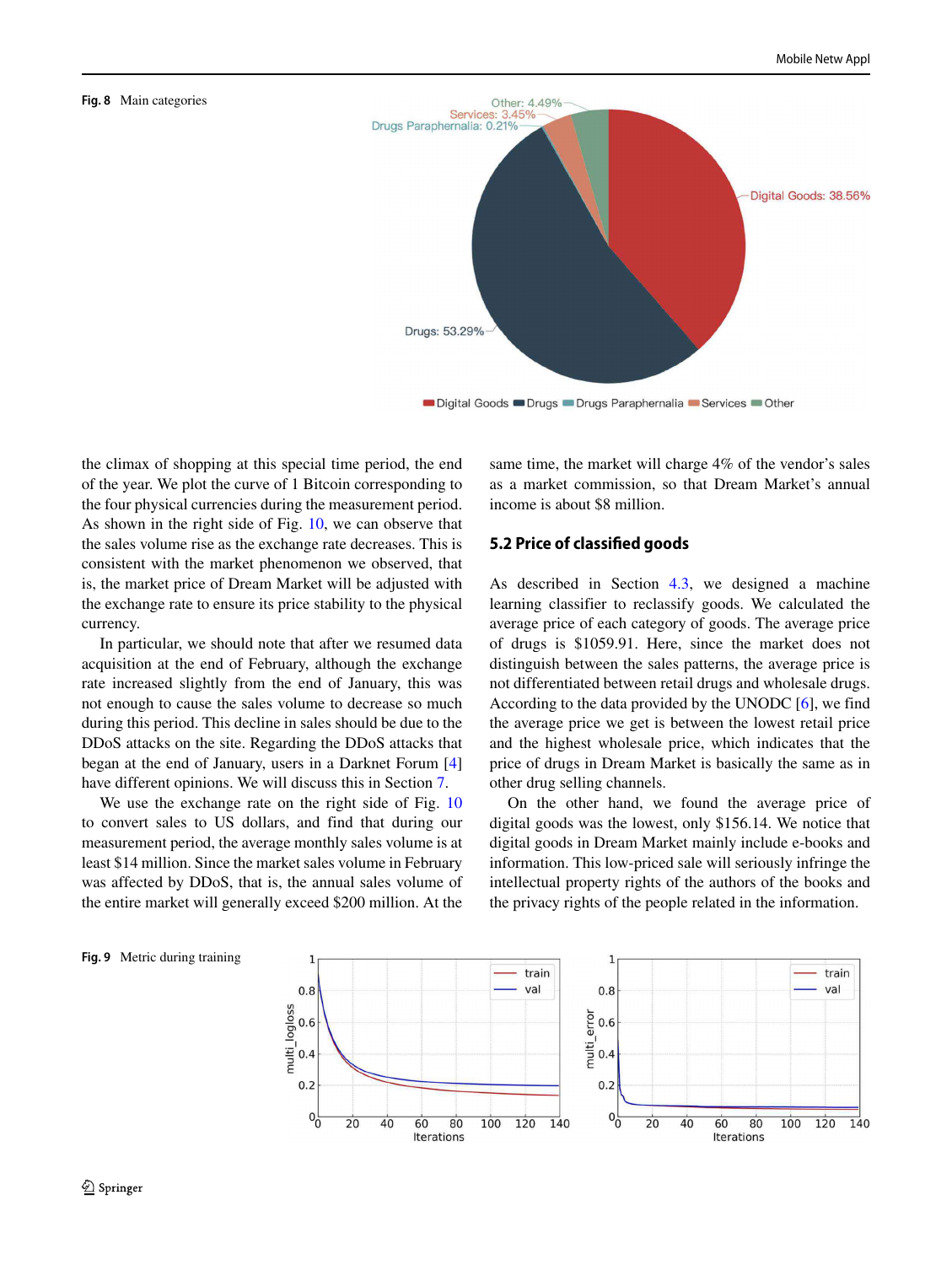Fig. 8 Main categories

the climax of shopping at this special time period, the end of the year. We plot the curve of 1 Bitcoin corresponding to the four physical currencies during the measurement period. As shown in the right side of Fig. 10, we can observe that the sales volume rise as the exchange rate decreases. This is consistent with the market phenomenon we observed, that is, the market price of Dream Market will be adjusted with the exchange rate to ensure its price stability to the physical currency.

In particular, we should note that after we resumed data acquisition at the end of February, although the exchange rate increased slightly from the end of January, this was not enough to cause the sales volume to decrease so much during this period. This decline in sales should be due to the DDoS attacks on the site. Regarding the DDoS attacks that began at the end of January, users in a Darknet Forum [4] have different opinions. We will discuss this in Section 7.

We use the exchange rate on the right side of Fig. 10 to convert sales to US dollars, and find that during our measurement period, the average monthly sales volume is at least $14 million. Since the market sales volume in February was affected by DDoS, that is, the annual sales volume of the entire market will generally exceed $200 million. At the same time, the market will charge 4% of the vendor's sales as a market commission, so that Dream Market's annual income is about $8 million.

## 5.2 Price of classified goods

As described in Section 4.3, we designed a machine learning classifier to reclassify goods. We calculated the average price of each category of goods. The average price of drugs is $1059.91. Here, since the market does not distinguish between the sales patterns, the average price is not differentiated between retail drugs and wholesale drugs. According to the data provided by the UNODC [6], we find the average price we get is between the lowest retail price and the highest wholesale price, which indicates that the price of drugs in Dream Market is basically the same as in other drug selling channels.

On the other hand, we found the average price of digital goods was the lowest, only $156.14. We notice that digital goods in Dream Market mainly include e-books and information. This low-priced sale will seriously infringe the intellectual property rights of the authors of the books and the privacy rights of the people related in the information.

Fig. 9 Metric during training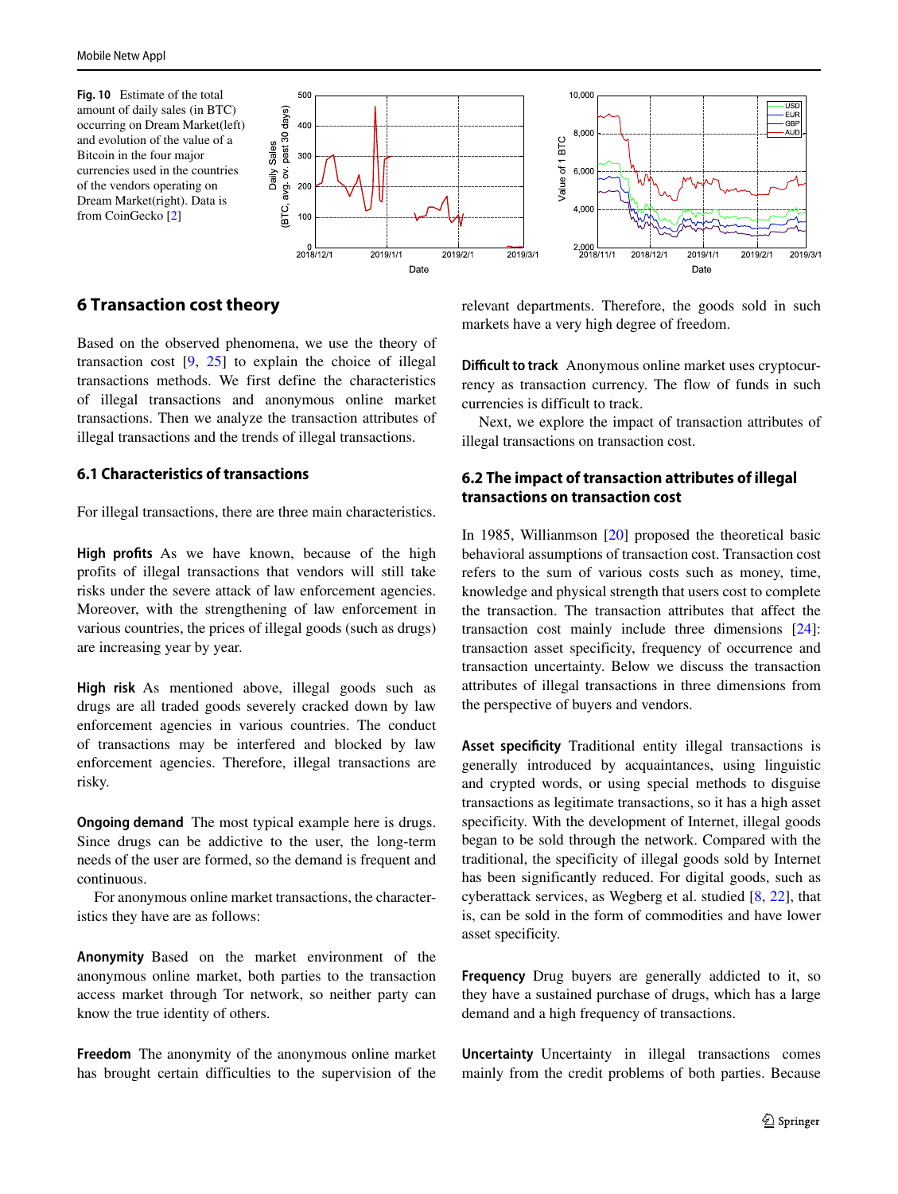**Fig. 10** Estimate of the total amount of daily sales (in BTC) occurring on Dream Market(left) and evolution of the value of a Bitcoin in the four major currencies used in the countries of the vendors operating on Dream Market(right). Data is from CoinGecko [2]

## 6 Transaction cost theory

Based on the observed phenomena, we use the theory of transaction cost [9, 25] to explain the choice of illegal transactions methods. We first define the characteristics of illegal transactions and anonymous online market transactions. Then we analyze the transaction attributes of illegal transactions and the trends of illegal transactions.

### 6.1 Characteristics of transactions

For illegal transactions, there are three main characteristics.

**High profits** As we have known, because of the high profits of illegal transactions that vendors will still take risks under the severe attack of law enforcement agencies. Moreover, with the strengthening of law enforcement in various countries, the prices of illegal goods (such as drugs) are increasing year by year.

**High risk** As mentioned above, illegal goods such as drugs are all traded goods severely cracked down by law enforcement agencies in various countries. The conduct of transactions may be interfered and blocked by law enforcement agencies. Therefore, illegal transactions are risky.

**Ongoing demand** The most typical example here is drugs. Since drugs can be addictive to the user, the long-term needs of the user are formed, so the demand is frequent and continuous.

For anonymous online market transactions, the characteristics they have are as follows:

**Anonymity** Based on the market environment of the anonymous online market, both parties to the transaction access market through Tor network, so neither party can know the true identity of others.

**Freedom** The anonymity of the anonymous online market has brought certain difficulties to the supervision of the relevant departments. Therefore, the goods sold in such markets have a very high degree of freedom.

**Difficult to track** Anonymous online market uses cryptocurrency as transaction currency. The flow of funds in such currencies is difficult to track.

Next, we explore the impact of transaction attributes of illegal transactions on transaction cost.

### 6.2 The impact of transaction attributes of illegal transactions on transaction cost

In 1985, Willianmson [20] proposed the theoretical basic behavioral assumptions of transaction cost. Transaction cost refers to the sum of various costs such as money, time, knowledge and physical strength that users cost to complete the transaction. The transaction attributes that affect the transaction cost mainly include three dimensions [24]: transaction asset specificity, frequency of occurrence and transaction uncertainty. Below we discuss the transaction attributes of illegal transactions in three dimensions from the perspective of buyers and vendors.

**Asset specificity** Traditional entity illegal transactions is generally introduced by acquaintances, using linguistic and crypted words, or using special methods to disguise transactions as legitimate transactions, so it has a high asset specificity. With the development of Internet, illegal goods began to be sold through the network. Compared with the traditional, the specificity of illegal goods sold by Internet has been significantly reduced. For digital goods, such as cyberattack services, as Wegberg et al. studied [8, 22], that is, can be sold in the form of commodities and have lower asset specificity.

**Frequency** Drug buyers are generally addicted to it, so they have a sustained purchase of drugs, which has a large demand and a high frequency of transactions.

**Uncertainty** Uncertainty in illegal transactions comes mainly from the credit problems of both parties. Because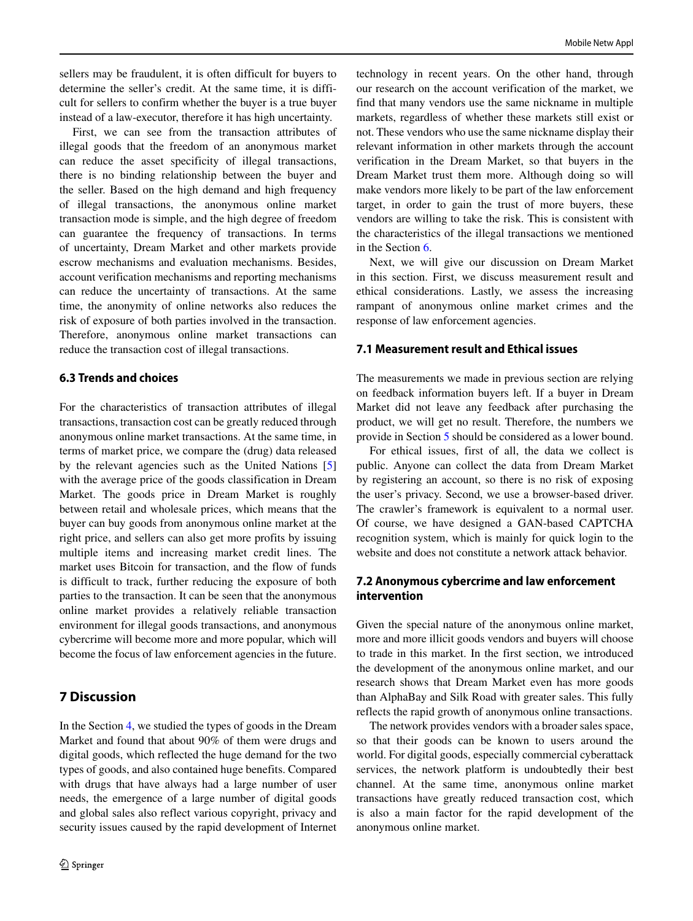sellers may be fraudulent, it is often difficult for buyers to determine the seller's credit. At the same time, it is difficult for sellers to confirm whether the buyer is a true buyer instead of a law-executor, therefore it has high uncertainty.

First, we can see from the transaction attributes of illegal goods that the freedom of an anonymous market can reduce the asset specificity of illegal transactions, there is no binding relationship between the buyer and the seller. Based on the high demand and high frequency of illegal transactions, the anonymous online market transaction mode is simple, and the high degree of freedom can guarantee the frequency of transactions. In terms of uncertainty, Dream Market and other markets provide escrow mechanisms and evaluation mechanisms. Besides, account verification mechanisms and reporting mechanisms can reduce the uncertainty of transactions. At the same time, the anonymity of online networks also reduces the risk of exposure of both parties involved in the transaction. Therefore, anonymous online market transactions can reduce the transaction cost of illegal transactions.

### 6.3 Trends and choices

For the characteristics of transaction attributes of illegal transactions, transaction cost can be greatly reduced through anonymous online market transactions. At the same time, in terms of market price, we compare the (drug) data released by the relevant agencies such as the United Nations [5] with the average price of the goods classification in Dream Market. The goods price in Dream Market is roughly between retail and wholesale prices, which means that the buyer can buy goods from anonymous online market at the right price, and sellers can also get more profits by issuing multiple items and increasing market credit lines. The market uses Bitcoin for transaction, and the flow of funds is difficult to track, further reducing the exposure of both parties to the transaction. It can be seen that the anonymous online market provides a relatively reliable transaction environment for illegal goods transactions, and anonymous cybercrime will become more and more popular, which will become the focus of law enforcement agencies in the future.

## 7 Discussion

In the Section 4, we studied the types of goods in the Dream Market and found that about 90% of them were drugs and digital goods, which reflected the huge demand for the two types of goods, and also contained huge benefits. Compared with drugs that have always had a large number of user needs, the emergence of a large number of digital goods and global sales also reflect various copyright, privacy and security issues caused by the rapid development of Internet technology in recent years. On the other hand, through our research on the account verification of the market, we find that many vendors use the same nickname in multiple markets, regardless of whether these markets still exist or not. These vendors who use the same nickname display their relevant information in other markets through the account verification in the Dream Market, so that buyers in the Dream Market trust them more. Although doing so will make vendors more likely to be part of the law enforcement target, in order to gain the trust of more buyers, these vendors are willing to take the risk. This is consistent with the characteristics of the illegal transactions we mentioned in the Section 6.

Next, we will give our discussion on Dream Market in this section. First, we discuss measurement result and ethical considerations. Lastly, we assess the increasing rampant of anonymous online market crimes and the response of law enforcement agencies.

### 7.1 Measurement result and Ethical issues

The measurements we made in previous section are relying on feedback information buyers left. If a buyer in Dream Market did not leave any feedback after purchasing the product, we will get no result. Therefore, the numbers we provide in Section 5 should be considered as a lower bound.

For ethical issues, first of all, the data we collect is public. Anyone can collect the data from Dream Market by registering an account, so there is no risk of exposing the user's privacy. Second, we use a browser-based driver. The crawler's framework is equivalent to a normal user. Of course, we have designed a GAN-based CAPTCHA recognition system, which is mainly for quick login to the website and does not constitute a network attack behavior.

### 7.2 Anonymous cybercrime and law enforcement intervention

Given the special nature of the anonymous online market, more and more illicit goods vendors and buyers will choose to trade in this market. In the first section, we introduced the development of the anonymous online market, and our research shows that Dream Market even has more goods than AlphaBay and Silk Road with greater sales. This fully reflects the rapid growth of anonymous online transactions.

The network provides vendors with a broader sales space, so that their goods can be known to users around the world. For digital goods, especially commercial cyberattack services, the network platform is undoubtedly their best channel. At the same time, anonymous online market transactions have greatly reduced transaction cost, which is also a main factor for the rapid development of the anonymous online market.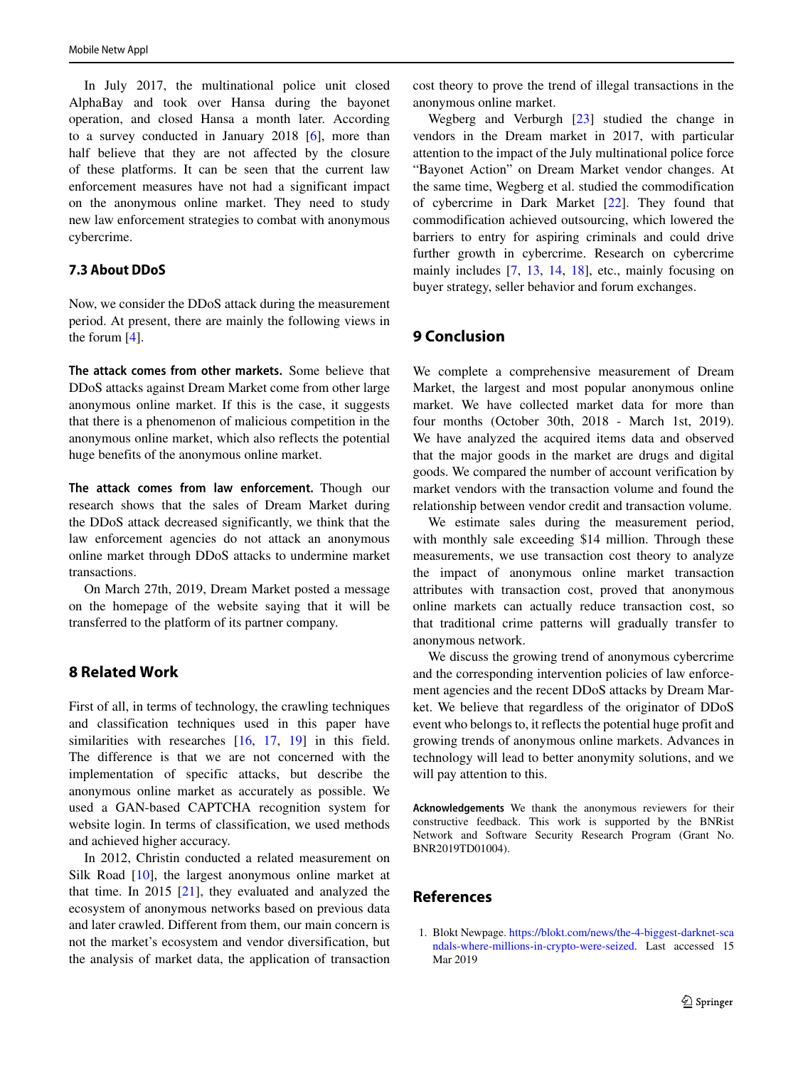In July 2017, the multinational police unit closed AlphaBay and took over Hansa during the bayonet operation, and closed Hansa a month later. According to a survey conducted in January 2018 [6], more than half believe that they are not affected by the closure of these platforms. It can be seen that the current law enforcement measures have not had a significant impact on the anonymous online market. They need to study new law enforcement strategies to combat with anonymous cybercrime.

### 7.3 About DDoS

Now, we consider the DDoS attack during the measurement period. At present, there are mainly the following views in the forum [4].

**The attack comes from other markets.** Some believe that DDoS attacks against Dream Market come from other large anonymous online market. If this is the case, it suggests that there is a phenomenon of malicious competition in the anonymous online market, which also reflects the potential huge benefits of the anonymous online market.

**The attack comes from law enforcement.** Though our research shows that the sales of Dream Market during the DDoS attack decreased significantly, we think that the law enforcement agencies do not attack an anonymous online market through DDoS attacks to undermine market transactions.

On March 27th, 2019, Dream Market posted a message on the homepage of the website saying that it will be transferred to the platform of its partner company.

## 8 Related Work

First of all, in terms of technology, the crawling techniques and classification techniques used in this paper have similarities with researches [16, 17, 19] in this field. The difference is that we are not concerned with the implementation of specific attacks, but describe the anonymous online market as accurately as possible. We used a GAN-based CAPTCHA recognition system for website login. In terms of classification, we used methods and achieved higher accuracy.

In 2012, Christin conducted a related measurement on Silk Road [10], the largest anonymous online market at that time. In 2015 [21], they evaluated and analyzed the ecosystem of anonymous networks based on previous data and later crawled. Different from them, our main concern is not the market's ecosystem and vendor diversification, but the analysis of market data, the application of transaction cost theory to prove the trend of illegal transactions in the anonymous online market.

Wegberg and Verburgh [23] studied the change in vendors in the Dream market in 2017, with particular attention to the impact of the July multinational police force "Bayonet Action" on Dream Market vendor changes. At the same time, Wegberg et al. studied the commodification of cybercrime in Dark Market [22]. They found that commodification achieved outsourcing, which lowered the barriers to entry for aspiring criminals and could drive further growth in cybercrime. Research on cybercrime mainly includes [7, 13, 14, 18], etc., mainly focusing on buyer strategy, seller behavior and forum exchanges.

## 9 Conclusion

We complete a comprehensive measurement of Dream Market, the largest and most popular anonymous online market. We have collected market data for more than four months (October 30th, 2018 - March 1st, 2019). We have analyzed the acquired items data and observed that the major goods in the market are drugs and digital goods. We compared the number of account verification by market vendors with the transaction volume and found the relationship between vendor credit and transaction volume.

We estimate sales during the measurement period, with monthly sale exceeding $14 million. Through these measurements, we use transaction cost theory to analyze the impact of anonymous online market transaction attributes with transaction cost, proved that anonymous online markets can actually reduce transaction cost, so that traditional crime patterns will gradually transfer to anonymous network.

We discuss the growing trend of anonymous cybercrime and the corresponding intervention policies of law enforcement agencies and the recent DDoS attacks by Dream Market. We believe that regardless of the originator of DDoS event who belongs to, it reflects the potential huge profit and growing trends of anonymous online markets. Advances in technology will lead to better anonymity solutions, and we will pay attention to this.

**Acknowledgements** We thank the anonymous reviewers for their constructive feedback. This work is supported by the BNRist Network and Software Security Research Program (Grant No. BNR2019TD01004).

## References

1. Blokt Newpage. https://blokt.com/news/the-4-biggest-darknet-scandals-where-millions-in-crypto-were-seized. Last accessed 15 Mar 2019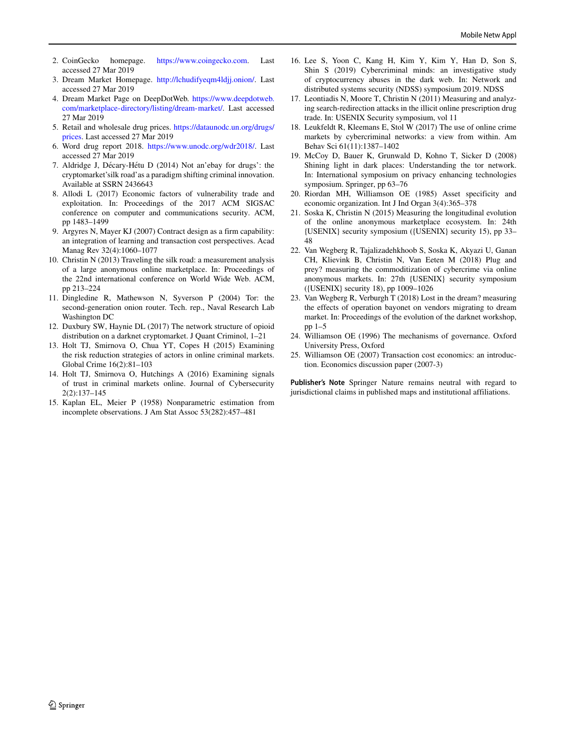2. CoinGecko homepage. https://www.coingecko.com. Last accessed 27 Mar 2019
3. Dream Market Homepage. http://lchudifyeqm4ldjj.onion/. Last accessed 27 Mar 2019
4. Dream Market Page on DeepDotWeb. https://www.deepdotweb.com/marketplace-directory/listing/dream-market/. Last accessed 27 Mar 2019
5. Retail and wholesale drug prices. https://dataunodc.un.org/drugs/prices. Last accessed 27 Mar 2019
6. Word drug report 2018. https://www.unodc.org/wdr2018/. Last accessed 27 Mar 2019
7. Aldridge J, Décary-Hétu D (2014) Not an'ebay for drugs': the cryptomarket'silk road'as a paradigm shifting criminal innovation. Available at SSRN 2436643
8. Allodi L (2017) Economic factors of vulnerability trade and exploitation. In: Proceedings of the 2017 ACM SIGSAC conference on computer and communications security. ACM, pp 1483–1499
9. Argyres N, Mayer KJ (2007) Contract design as a firm capability: an integration of learning and transaction cost perspectives. Acad Manag Rev 32(4):1060–1077
10. Christin N (2013) Traveling the silk road: a measurement analysis of a large anonymous online marketplace. In: Proceedings of the 22nd international conference on World Wide Web. ACM, pp 213–224
11. Dingledine R, Mathewson N, Syverson P (2004) Tor: the second-generation onion router. Tech. rep., Naval Research Lab Washington DC
12. Duxbury SW, Haynie DL (2017) The network structure of opioid distribution on a darknet cryptomarket. J Quant Criminol, 1–21
13. Holt TJ, Smirnova O, Chua YT, Copes H (2015) Examining the risk reduction strategies of actors in online criminal markets. Global Crime 16(2):81–103
14. Holt TJ, Smirnova O, Hutchings A (2016) Examining signals of trust in criminal markets online. Journal of Cybersecurity 2(2):137–145
15. Kaplan EL, Meier P (1958) Nonparametric estimation from incomplete observations. J Am Stat Assoc 53(282):457–481
16. Lee S, Yoon C, Kang H, Kim Y, Kim Y, Han D, Son S, Shin S (2019) Cybercriminal minds: an investigative study of cryptocurrency abuses in the dark web. In: Network and distributed systems security (NDSS) symposium 2019. NDSS
17. Leontiadis N, Moore T, Christin N (2011) Measuring and analyzing search-redirection attacks in the illicit online prescription drug trade. In: USENIX Security symposium, vol 11
18. Leukfeldt R, Kleemans E, Stol W (2017) The use of online crime markets by cybercriminal networks: a view from within. Am Behav Sci 61(11):1387–1402
19. McCoy D, Bauer K, Grunwald D, Kohno T, Sicker D (2008) Shining light in dark places: Understanding the tor network. In: International symposium on privacy enhancing technologies symposium. Springer, pp 63–76
20. Riordan MH, Williamson OE (1985) Asset specificity and economic organization. Int J Ind Organ 3(4):365–378
21. Soska K, Christin N (2015) Measuring the longitudinal evolution of the online anonymous marketplace ecosystem. In: 24th {USENIX} security symposium ({USENIX} security 15), pp 33–48
22. Van Wegberg R, Tajalizadehkhoob S, Soska K, Akyazi U, Ganan CH, Klievink B, Christin N, Van Eeten M (2018) Plug and prey? measuring the commoditization of cybercrime via online anonymous markets. In: 27th {USENIX} security symposium ({USENIX} security 18), pp 1009–1026
23. Van Wegberg R, Verburgh T (2018) Lost in the dream? measuring the effects of operation bayonet on vendors migrating to dream market. In: Proceedings of the evolution of the darknet workshop, pp 1–5
24. Williamson OE (1996) The mechanisms of governance. Oxford University Press, Oxford
25. Williamson OE (2007) Transaction cost economics: an introduction. Economics discussion paper (2007-3)

**Publisher's Note** Springer Nature remains neutral with regard to jurisdictional claims in published maps and institutional affiliations.